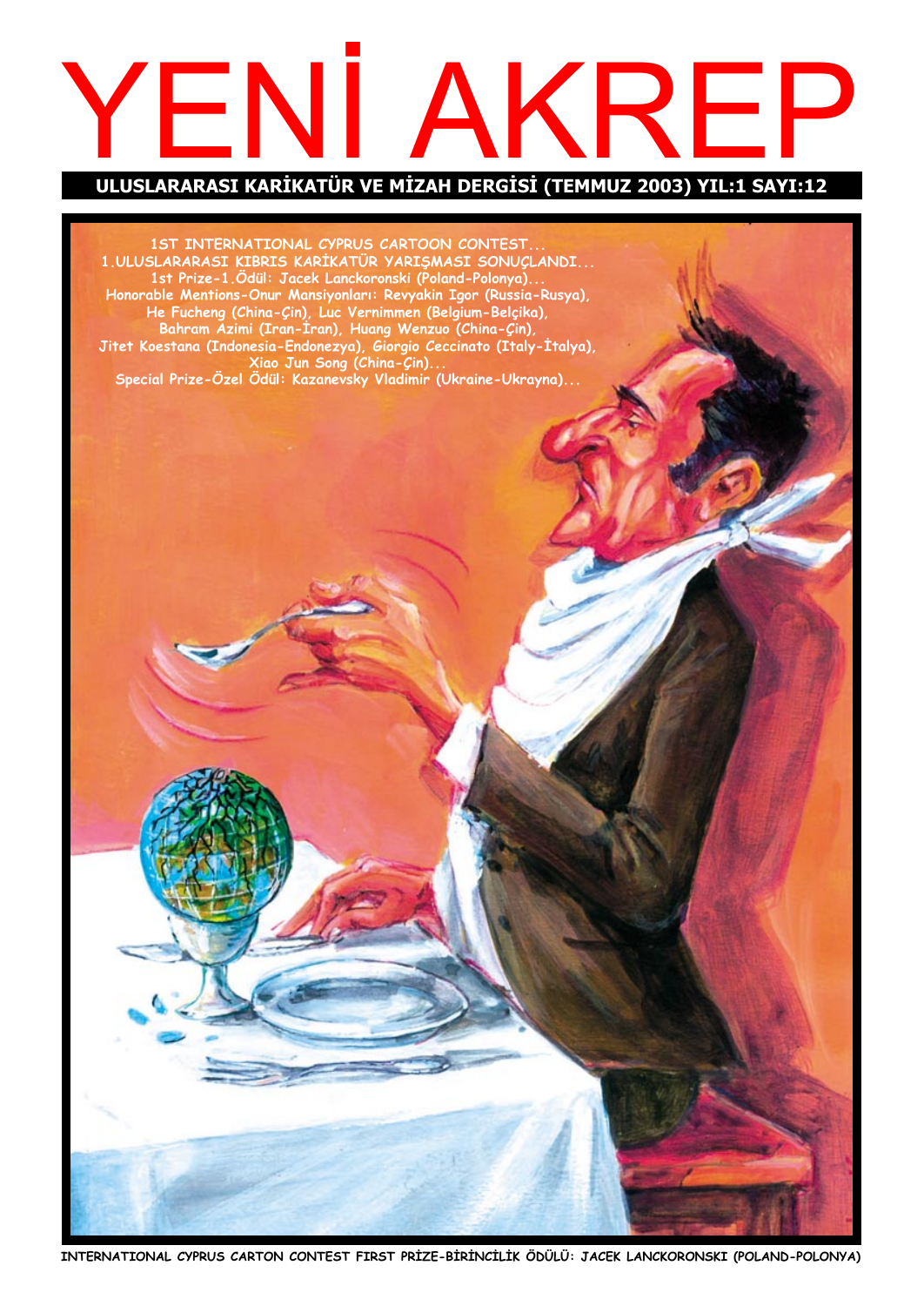# YENİ AKREP

**ULUSLARARASI KARİKATÜR VE MİZAH DERGİSİ (TEMMUZ 2003) YIL:1 SAYI:12**

1ST INTERNATIONAL CYPRUS CARTOON CONTEST...
1.ULUSLARARASI KIBRIS KARİKATÜR YARIŞMASI SONUÇLANDI...
1st Prize-1.Ödül: Jacek Lanckoronski (Poland-Polonya)...
Honorable Mentions-Onur Mansiyonları: Revyakin Igor (Russia-Rusya), He Fucheng (China-Çin), Luc Vernimmen (Belgium-Belçika), Bahram Azimi (Iran-İran), Huang Wenzuo (China-Çin), Jitet Koestana (Indonesia-Endonezya), Giorgio Ceccinato (Italy-İtalya), Xiao Jun Song (China-Çin)...
Special Prize-Özel Ödül: Kazanevsky Vladimir (Ukraine-Ukrayna)...

INTERNATIONAL CYPRUS CARTON CONTEST FIRST PRİZE-BİRİNCİLİK ÖDÜLÜ: JACEK LANCKORONSKI (POLAND-POLONYA)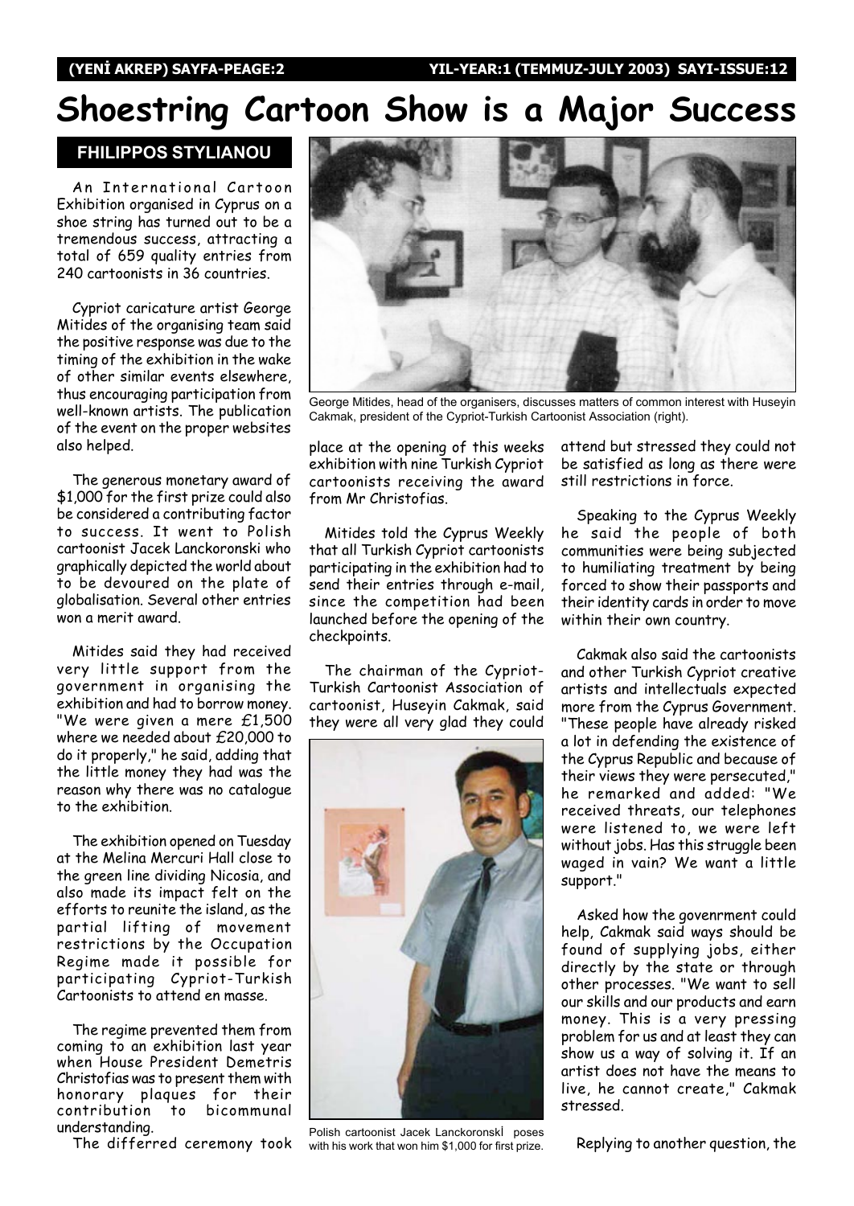# Shoestring Cartoon Show is a Major Success

**FHILIPPOS STYLIANOU**

An International Cartoon Exhibition organised in Cyprus on a shoe string has turned out to be a tremendous success, attracting a total of 659 quality entries from 240 cartoonists in 36 countries.

Cypriot caricature artist George Mitides of the organising team said the positive response was due to the timing of the exhibition in the wake of other similar events elsewhere, thus encouraging participation from well-known artists. The publication of the event on the proper websites also helped.

The generous monetary award of $1,000 for the first prize could also be considered a contributing factor to success. It went to Polish cartoonist Jacek Lanckoronski who graphically depicted the world about to be devoured on the plate of globalisation. Several other entries won a merit award.

Mitides said they had received very little support from the government in organising the exhibition and had to borrow money. "We were given a mere £1,500 where we needed about £20,000 to do it properly," he said, adding that the little money they had was the reason why there was no catalogue to the exhibition.

The exhibition opened on Tuesday at the Melina Mercuri Hall close to the green line dividing Nicosia, and also made its impact felt on the efforts to reunite the island, as the partial lifting of movement restrictions by the Occupation Regime made it possible for participating Cypriot-Turkish Cartoonists to attend en masse.

The regime prevented them from coming to an exhibition last year when House President Demetris Christofias was to present them with honorary plaques for their contribution to bicommunal understanding.

The differred ceremony took place at the opening of this weeks exhibition with nine Turkish Cypriot cartoonists receiving the award from Mr Christofias.

George Mitides, head of the organisers, discusses matters of common interest with Huseyin Cakmak, president of the Cypriot-Turkish Cartoonist Association (right).

Mitides told the Cyprus Weekly that all Turkish Cypriot cartoonists participating in the exhibition had to send their entries through e-mail, since the competition had been launched before the opening of the checkpoints.

The chairman of the Cypriot-Turkish Cartoonist Association of cartoonist, Huseyin Cakmak, said they were all very glad they could attend but stressed they could not be satisfied as long as there were still restrictions in force.

Polish cartoonist Jacek Lanckoronskİ poses with his work that won him $1,000 for first prize.

Speaking to the Cyprus Weekly he said the people of both communities were being subjected to humiliating treatment by being forced to show their passports and their identity cards in order to move within their own country.

Cakmak also said the cartoonists and other Turkish Cypriot creative artists and intellectuals expected more from the Cyprus Government. "These people have already risked a lot in defending the existence of the Cyprus Republic and because of their views they were persecuted," he remarked and added: "We received threats, our telephones were listened to, we were left without jobs. Has this struggle been waged in vain? We want a little support."

Asked how the govenrment could help, Cakmak said ways should be found of supplying jobs, either directly by the state or through other processes. "We want to sell our skills and our products and earn money. This is a very pressing problem for us and at least they can show us a way of solving it. If an artist does not have the means to live, he cannot create," Cakmak stressed.

Replying to another question, the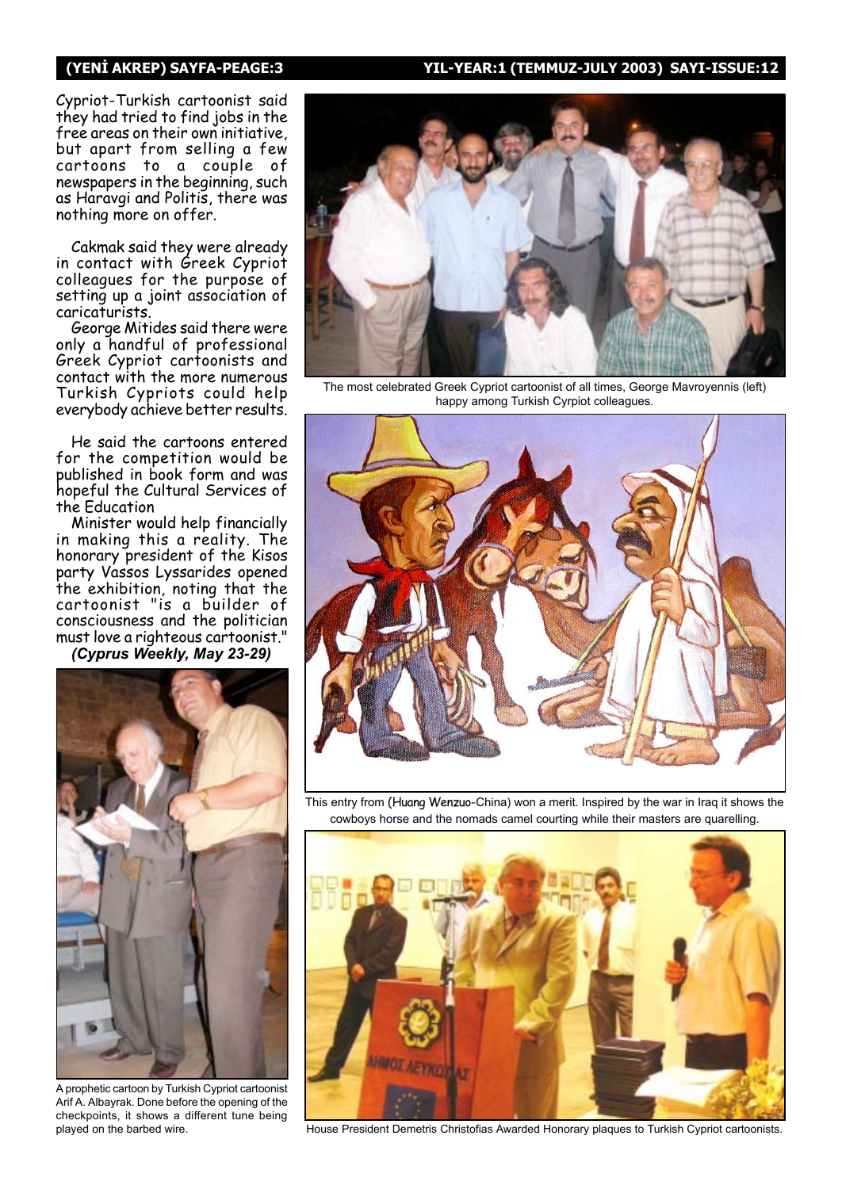Cypriot-Turkish cartoonist said they had tried to find jobs in the free areas on their own initiative, but apart from selling a few cartoons to a couple of newspapers in the beginning, such as Haravgi and Politis, there was nothing more on offer.

Cakmak said they were already in contact with Greek Cypriot colleagues for the purpose of setting up a joint association of caricaturists.

George Mitides said there were only a handful of professional Greek Cypriot cartoonists and contact with the more numerous Turkish Cypriots could help everybody achieve better results.

He said the cartoons entered for the competition would be published in book form and was hopeful the Cultural Services of the Education

Minister would help financially in making this a reality. The honorary president of the Kisos party Vassos Lyssarides opened the exhibition, noting that the cartoonist "is a builder of consciousness and the politician must love a righteous cartoonist."

***(Cyprus Weekly, May 23-29)***

A prophetic cartoon by Turkish Cypriot cartoonist Arif A. Albayrak. Done before the opening of the checkpoints, it shows a different tune being played on the barbed wire.

The most celebrated Greek Cypriot cartoonist of all times, George Mavroyennis (left) happy among Turkish Cyrpiot colleagues.

This entry from (Huang Wenzuo-China) won a merit. Inspired by the war in Iraq it shows the cowboys horse and the nomads camel courting while their masters are quarelling.

House President Demetris Christofias Awarded Honorary plaques to Turkish Cypriot cartoonists.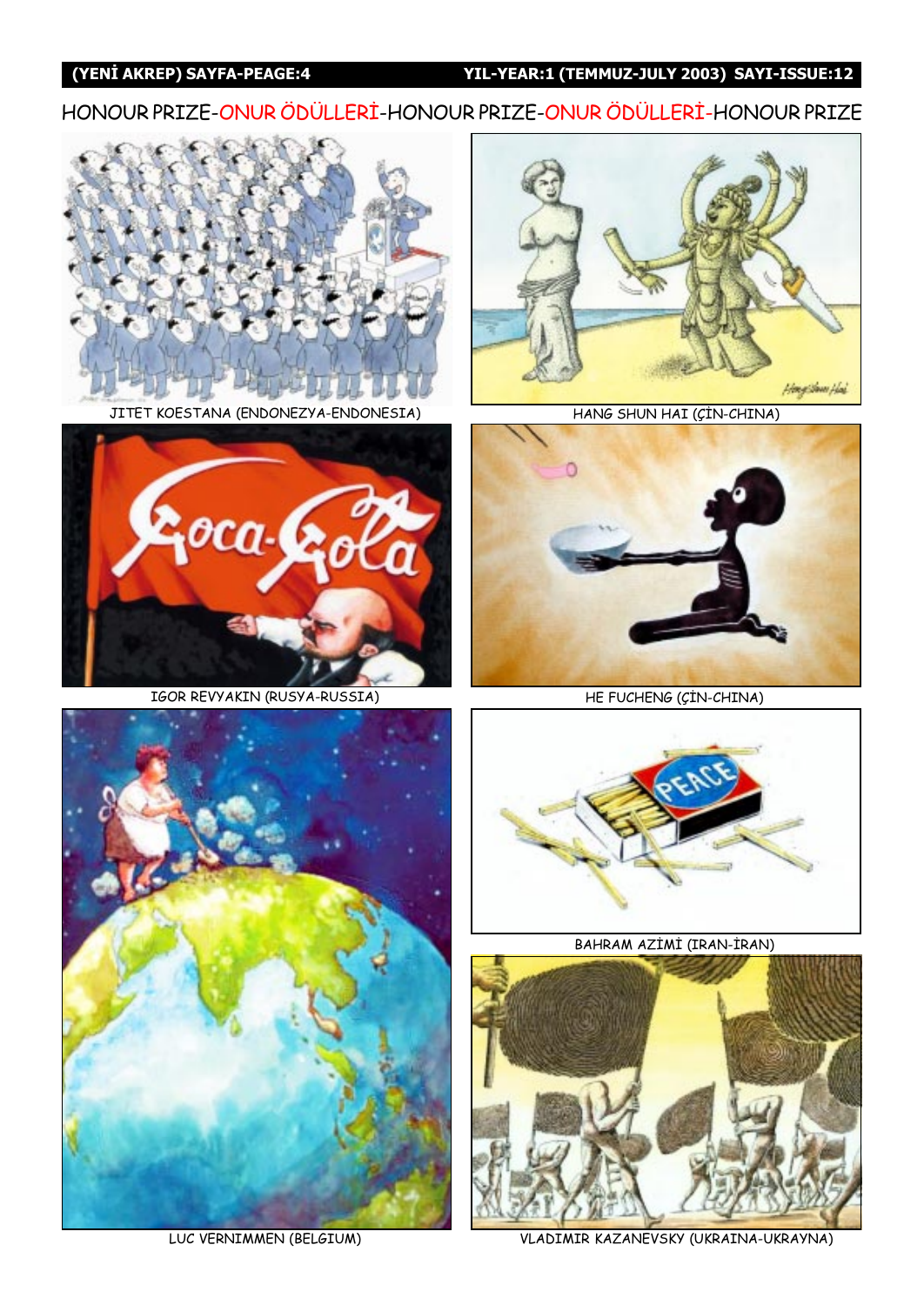HONOUR PRIZE-ONUR ÖDÜLLERİ-HONOUR PRIZE-ONUR ÖDÜLLERİ-HONOUR PRIZE

JITET KOESTANA (ENDONEZYA-ENDONESIA)

HANG SHUN HAI (ÇİN-CHINA)

IGOR REVYAKIN (RUSYA-RUSSIA)

HE FUCHENG (ÇİN-CHINA)

BAHRAM AZİMİ (IRAN-İRAN)

LUC VERNIMMEN (BELGIUM)

VLADIMIR KAZANEVSKY (UKRAINA-UKRAYNA)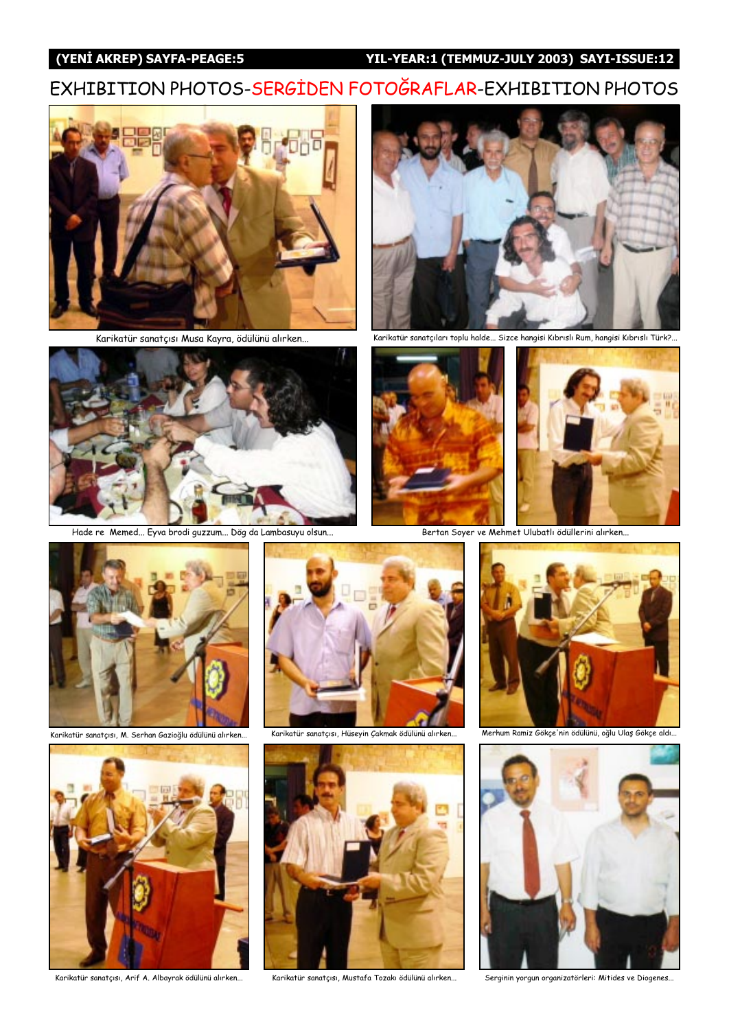# EXHIBITION PHOTOS-SERGİDEN FOTOĞRAFLAR-EXHIBITION PHOTOS

Karikatür sanatçısı Musa Kayra, ödülünü alırken...

Karikatür sanatçıları toplu halde... Sizce hangisi Kıbrıslı Rum, hangisi Kıbrıslı Türk?...

Hade re Memed... Eyva brodi guzzum... Dög da Lambasuyu olsun...

Bertan Soyer ve Mehmet Ulubatlı ödüllerini alırken...

Karikatür sanatçısı, M. Serhan Gazioğlu ödülünü alırken...

Karikatür sanatçısı, Hüseyin Çakmak ödülünü alırken...

Merhum Ramiz Gökçe'nin ödülünü, oğlu Ulaş Gökçe aldı...

Karikatür sanatçısı, Arif A. Albayrak ödülünü alırken...

Karikatür sanatçısı, Mustafa Tozakı ödülünü alırken...

Serginin yorgun organizatörleri: Mitides ve Diogenes...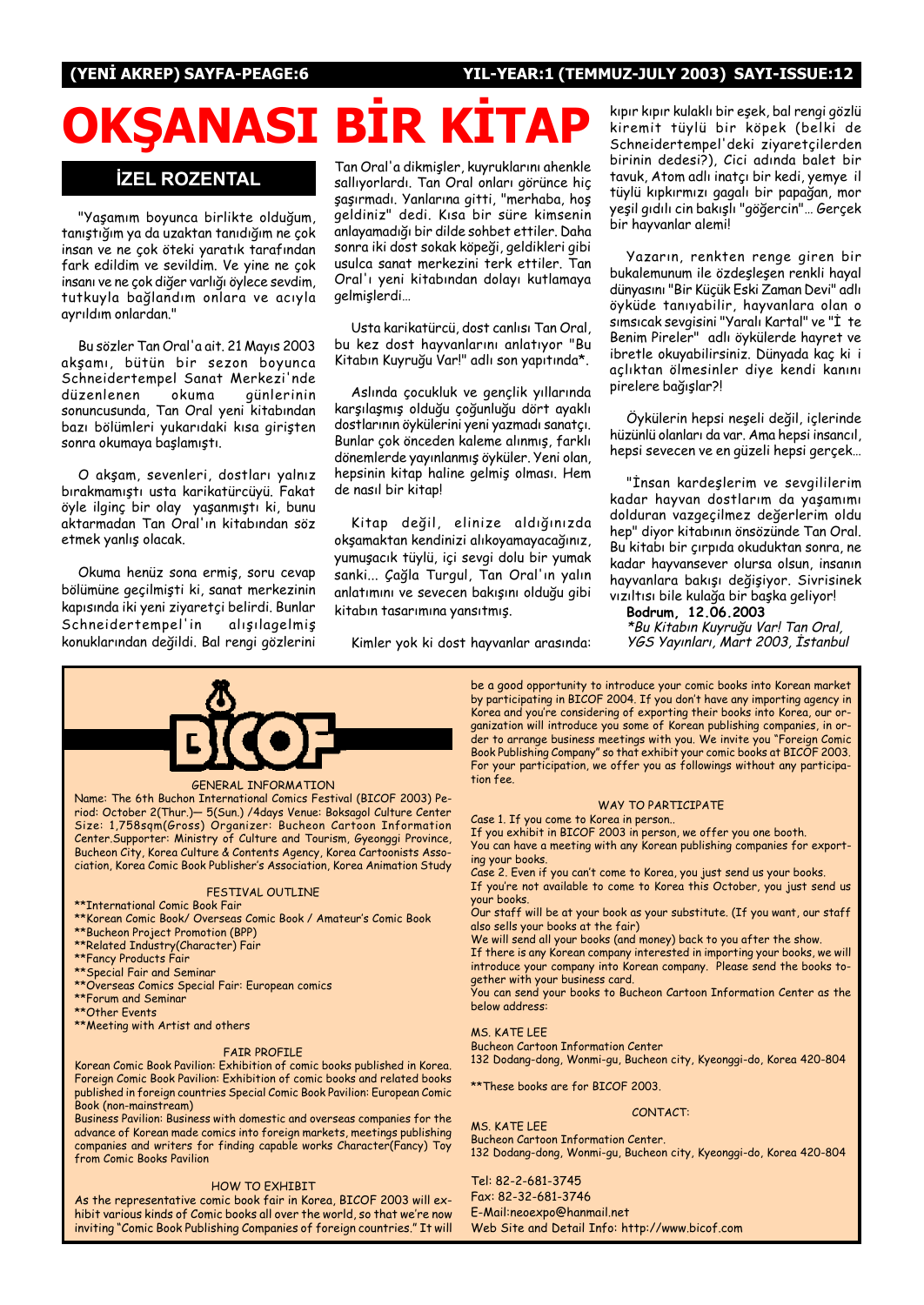# OKŞANASI BİR KİTAP

## İZEL ROZENTAL

"Yaşamım boyunca birlikte olduğum, tanıştığım ya da uzaktan tanıdığım ne çok insan ve ne çok öteki yaratık tarafından fark edildim ve sevildim. Ve yine ne çok insanı ve ne çok diğer varlığı öylece sevdim, tutkuyla bağlandım onlara ve acıyla ayrıldım onlardan."

Bu sözler Tan Oral'a ait. 21 Mayıs 2003 akşamı, bütün bir sezon boyunca Schneidertempel Sanat Merkezi'nde düzenlenen okuma günlerinin sonuncusunda, Tan Oral yeni kitabından bazı bölümleri yukarıdaki kısa girişten sonra okumaya başlamıştı.

O akşam, sevenleri, dostları yalnız bırakmamıştı usta karikatürcüyü. Fakat öyle ilginç bir olay yaşanmıştı ki, bunu aktarmadan Tan Oral'ın kitabından söz etmek yanlış olacak.

Okuma henüz sona ermiş, soru cevap bölümüne geçilmişti ki, sanat merkezinin kapısında iki yeni ziyaretçi belirdi. Bunlar Schneidertempel'in alışılagelmiş konuklarından değildi. Bal rengi gözlerini Tan Oral'a dikmişler, kuyruklarını ahenkle sallıyorlardı. Tan Oral onları görünce hiç şaşırmadı. Yanlarına gitti, "merhaba, hoş geldiniz" dedi. Kısa bir süre kimsenin anlayamadığı bir dilde sohbet ettiler. Daha sonra iki dost sokak köpeği, geldikleri gibi usulca sanat merkezini terk ettiler. Tan Oral'ı yeni kitabından dolayı kutlamaya gelmişlerdi...

Usta karikatürcü, dost canlısı Tan Oral, bu kez dost hayvanlarını anlatıyor "Bu Kitabın Kuyruğu Var!" adlı son yapıtında*.

Aslında çocukluk ve gençlik yıllarında karşılaşmış olduğu çoğunluğu dört ayaklı dostlarının öykülerini yeni yazmadı sanatçı. Bunlar çok önceden kaleme alınmış, farklı dönemlerde yayınlanmış öyküler. Yeni olan, hepsinin kitap haline gelmiş olması. Hem de nasıl bir kitap!

Kitap değil, elinize aldığınızda okşamaktan kendinizi alıkoyamayacağınız, yumuşacık tüylü, içi sevgi dolu bir yumak sanki... Çağla Turgul, Tan Oral'ın yalın anlatımını ve sevecen bakışını olduğu gibi kitabın tasarımına yansıtmış.

Kimler yok ki dost hayvanlar arasında: kıpır kıpır kulaklı bir eşek, bal rengi gözlü kiremit tüylü bir köpek (belki de Schneidertempel'deki ziyaretçilerden birinin dedesi?), Cici adında balet bir tavuk, Atom adlı inatçı bir kedi, yemye il tüylü kıpkırmızı gagalı bir papağan, mor yeşil gıdılı cin bakışlı "göğercin"... Gerçek bir hayvanlar alemi!

Yazarın, renkten renge giren bir bukalemunum ile özdeşleşen renkli hayal dünyasını "Bir Küçük Eski Zaman Devi" adlı öyküde tanıyabilir, hayvanlara olan o sımsıcak sevgisini "Yaralı Kartal" ve "İ te Benim Pireler" adlı öykülerde hayret ve ibretle okuyabilirsiniz. Dünyada kaç ki i açlıktan ölmesinler diye kendi kanını pirelere bağışlar?!

Öykülerin hepsi neşeli değil, içlerinde hüzünlü olanları da var. Ama hepsi insancıl, hepsi sevecen ve en güzeli hepsi gerçek...

"İnsan kardeşlerim ve sevgililerim kadar hayvan dostlarım da yaşamımı dolduran vazgeçilmez değerlerim oldu hep" diyor kitabının önsözünde Tan Oral. Bu kitabı bir çırpıda okuduktan sonra, ne kadar hayvansever olursa olsun, insanın hayvanlara bakışı değişiyor. Sivrisinek vızıltısı bile kulağa bir başka geliyor!

**Bodrum, 12.06.2003**

*\*Bu Kitabın Kuyruğu Var! Tan Oral, YGS Yayınları, Mart 2003, İstanbul*

---

# BICOF

GENERAL INFORMATION

Name: The 6th Buchon International Comics Festival (BICOF 2003) Period: October 2(Thur.)— 5(Sun.) /4days Venue: Boksagol Culture Center Size: 1,758sqm(Gross) Organizer: Bucheon Cartoon Information Center.Supporter: Ministry of Culture and Tourism, Gyeonggi Province, Bucheon City, Korea Culture & Contents Agency, Korea Cartoonists Association, Korea Comic Book Publisher's Association, Korea Animation Study

FESTIVAL OUTLINE

- **International Comic Book Fair
- **Korean Comic Book/ Overseas Comic Book / Amateur's Comic Book
- **Bucheon Project Promotion (BPP)
- **Related Industry(Character) Fair
- **Fancy Products Fair
- **Special Fair and Seminar
- **Overseas Comics Special Fair: European comics
- **Forum and Seminar
- **Other Events
- **Meeting with Artist and others

FAIR PROFILE

Korean Comic Book Pavilion: Exhibition of comic books published in Korea. Foreign Comic Book Pavilion: Exhibition of comic books and related books published in foreign countries Special Comic Book Pavilion: European Comic Book (non-mainstream)

Business Pavilion: Business with domestic and overseas companies for the advance of Korean made comics into foreign markets, meetings publishing companies and writers for finding capable works Character(Fancy) Toy from Comic Books Pavilion

HOW TO EXHIBIT

As the representative comic book fair in Korea, BICOF 2003 will exhibit various kinds of Comic books all over the world, so that we're now inviting "Comic Book Publishing Companies of foreign countries." It will be a good opportunity to introduce your comic books into Korean market by participating in BICOF 2004. If you don't have any importing agency in Korea and you're considering of exporting their books into Korea, our organization will introduce you some of Korean publishing companies, in order to arrange business meetings with you. We invite you "Foreign Comic Book Publishing Company" so that exhibit your comic books at BICOF 2003. For your participation, we offer you as followings without any participation fee.

WAY TO PARTICIPATE

Case 1. If you come to Korea in person..

If you exhibit in BICOF 2003 in person, we offer you one booth.

You can have a meeting with any Korean publishing companies for exporting your books.

Case 2. Even if you can't come to Korea, you just send us your books.

If you're not available to come to Korea this October, you just send us your books.

Our staff will be at your book as your substitute. (If you want, our staff also sells your books at the fair)

We will send all your books (and money) back to you after the show.

If there is any Korean company interested in importing your books, we will introduce your company into Korean company. Please send the books together with your business card.

You can send your books to Bucheon Cartoon Information Center as the below address:

MS. KATE LEE
Bucheon Cartoon Information Center
132 Dodang-dong, Wonmi-gu, Bucheon city, Kyeonggi-do, Korea 420-804

**These books are for BICOF 2003.

CONTACT:

MS. KATE LEE
Bucheon Cartoon Information Center.
132 Dodang-dong, Wonmi-gu, Bucheon city, Kyeonggi-do, Korea 420-804

Tel: 82-2-681-3745
Fax: 82-32-681-3746
E-Mail:neoexpo@hanmail.net
Web Site and Detail Info: http://www.bicof.com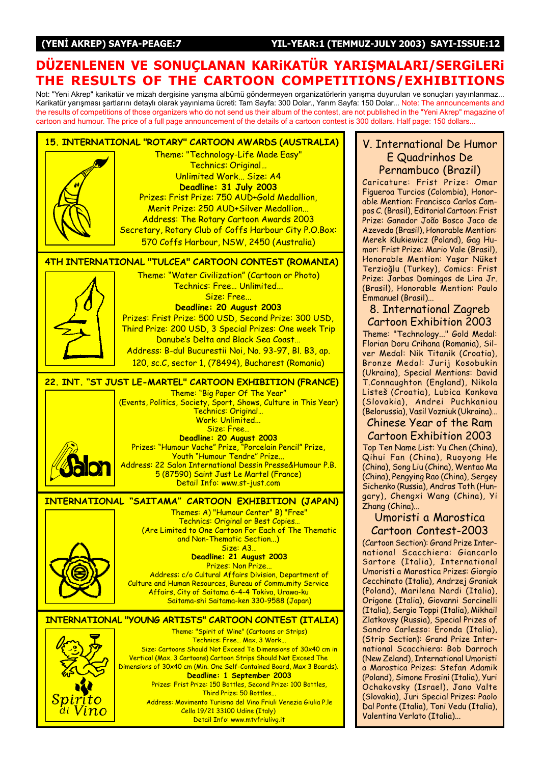# DÜZENLENEN VE SONUÇLANAN KARiKATÜR YARIŞMALARI/SERGiLERi
# THE RESULTS OF THE CARTOON COMPETITIONS/EXHIBITIONS

Not: "Yeni Akrep" karikatür ve mizah dergisine yarışma albümü göndermeyen organizatörlerin yarışma duyuruları ve sonuçları yayınlanmaz... Karikatür yarışması şartlarını detaylı olarak yayınlama ücreti: Tam Sayfa: 300 Dolar., Yarım Sayfa: 150 Dolar... Note: The announcements and the results of competitions of those organizers who do not send us their album of the contest, are not published in the "Yeni Akrep" magazine of cartoon and humour. The price of a full page announcement of the details of a cartoon contest is 300 dollars. Half page: 150 dollars...

## 15. INTERNATIONAL "ROTARY" CARTOON AWARDS (AUSTRALIA)

Theme: "Technology-Life Made Easy"
Technics: Original...
Unlimited Work... Size: A4
**Deadline: 31 July 2003**
Prizes: Frist Prize: 750 AUD+Gold Medallion,
Merit Prize: 250 AUD+Silver Medallion...
Address: The Rotary Cartoon Awards 2003
Secretary, Rotary Club of Coffs Harbour City P.O.Box:
570 Coffs Harbour, NSW, 2450 (Australia)

## 4TH INTERNATIONAL "TULCEA" CARTOON CONTEST (ROMANIA)

Theme: "Water Civilization" (Cartoon or Photo)
Technics: Free... Unlimited...
Size: Free...
**Deadline: 20 August 2003**
Prizes: Frist Prize: 500 USD, Second Prize: 300 USD,
Third Prize: 200 USD, 3 Special Prizes: One week Trip
Danube's Delta and Black Sea Coast...
Address: B-dul Bucurestii Noi, No. 93-97, Bl. B3, ap.
120, sc.C, sector 1, (78494), Bucharest (Romania)

## 22. INT. "ST JUST LE-MARTEL" CARTOON EXHIBITION (FRANCE)

Theme: "Big Paper Of The Year"
(Events, Politics, Society, Sport, Shows, Culture in This Year)
Technics: Original...
Work: Unlimited...
Size: Free...
**Deadline: 20 August 2003**
Prizes: "Humour Vache" Prize, "Porcelain Pencil" Prize,
Youth "Humour Tendre" Prize...
Address: 22 Salon International Dessin Presse&Humour P.B.
5 (87590) Saint Just Le Martel (France)
Detail Info: www.st-just.com

## INTERNATIONAL "SAITAMA" CARTOON EXHIBITION (JAPAN)

Themes: A) "Humour Center" B) "Free"
Technics: Original or Best Copies...
(Are Limited to One Cartoon For Each of The Thematic
and Non-Thematic Section...)
Size: A3...
**Deadline: 21 August 2003**
Prizes: Non Prize...
Address: c/o Cultural Affairs Division, Department of
Culture and Human Resources, Bureau of Community Service
Affairs, City of Saitama 6-4-4 Tokiva, Urawa-ku
Saitama-shi Saitama-ken 330-9588 (Japan)

## INTERNATIONAL "YOUNG ARTISTS" CARTOON CONTEST (ITALIA)

Theme: "Spirit of Wine" (Cartoons or Strips)
Technics: Free... Max. 3 Work...
Size: Cartoons Should Not Exceed Te Dimensions of 30x40 cm in
Vertical (Max. 3 Cartoons) Cartoon Strips Should Not Exceed The
Dimensions of 30x40 cm (Min. One Self-Contained Board, Max 3 Boards).
**Deadline: 1 September 2003**
Prizes: Frist Prize: 150 Bottles, Second Prize: 100 Bottles,
Third Prize: 50 Bottles...
Address: Movimento Turismo del Vino Friuli Venezia Giulia P.le
Cella 19/21 33100 Udine (Italy)
Detail Info: www.mtvfriulivg.it

## V. International De Humor E Quadrinhos De Pernambuco (Brazil)

Caricature: Frist Prize: Omar Figueroa Turcios (Colombia), Honorable Mention: Francisco Carlos Campos C. (Brasil), Editorial Cartoon: Frist Prize: Ganador João Bosco Jaco de Azevedo (Brasil), Honorable Mention: Merek Klukiewicz (Poland), Gag Humor: Frist Prize: Mario Vale (Brasil), Honorable Mention: Yaşar Nüket Terzioğlu (Turkey), Comics: Frist Prize: Jarbas Domingos de Lira Jr. (Brasil), Honorable Mention: Paulo Emmanuel (Brasil)...

## 8. International Zagreb Cartoon Exhibition 2003

Theme: "Technology..." Gold Medal: Florian Doru Crihana (Romania), Silver Medal: Nik Titanik (Croatia), Bronze Medal: Jurij Kosobukin (Ukraina), Special Mentions: David T.Connaughton (England), Nikola Listeš (Croatia), Lubica Konkova (Slovakia), Andrei Puchkaniou (Belorussia), Vasil Vozniuk (Ukraina)...

## Chinese Year of the Ram Cartoon Exhibition 2003

Top Ten Name List: Yu Chen (China), Qihui Fan (China), Ruoyong He (China), Song Liu (China), Wentao Ma (China), Pengying Rao (China), Sergey Sichenko (Russia), Andras Toth (Hungary), Chengxi Wang (China), Yi Zhang (China)...

## Umoristi a Marostica Cartoon Contest-2003

(Cartoon Section): Grand Prize International Scacchiera: Giancarlo Sartore (Italia), International Umoristi a Marostica Prizes: Giorgio Cecchinato (Italia), Andrzej Graniak (Poland), Marilena Nardi (Italia), Origone (Italia), Giovanni Sorcinelli (Italia), Sergio Toppi (Italia), Mikhail Zlatkovsy (Russia), Special Prizes of Sandro Carlesso: Eronda (Italia), (Strip Section): Grand Prize International Scacchiera: Bob Darroch (New Zeland), International Umoristi a Marostica Prizes: Stefan Adamik (Poland), Simone Frosini (Italia), Yuri Ochakovsky (Israel), Jano Valte (Slovakia), Juri Special Prizes: Paolo Dal Ponte (Italia), Toni Vedu (Italia), Valentina Verlato (Italia)...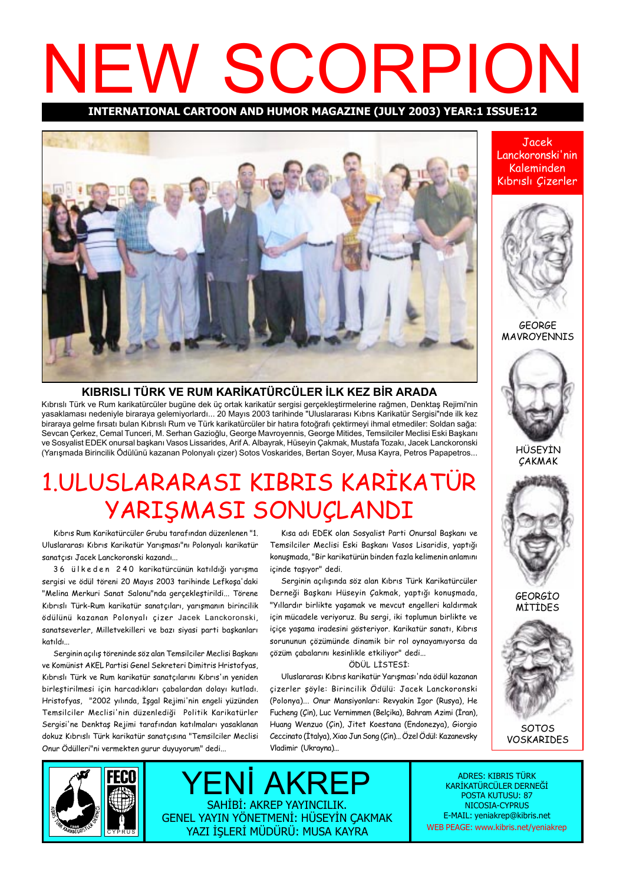# NEW SCORPION

**INTERNATIONAL CARTOON AND HUMOR MAGAZINE (JULY 2003) YEAR:1 ISSUE:12**

Jacek Lanckoronski'nin Kaleminden Kıbrıslı Çizerler

GEORGE MAVROYENNIS

HÜSEYİN ÇAKMAK

GEORGİO MİTİDES

SOTOS VOSKARIDES

### KIBRISLI TÜRK VE RUM KARİKATÜRCÜLER İLK KEZ BİR ARADA

Kıbrıslı Türk ve Rum karikatürcüler bugüne dek üç ortak karikatür sergisi gerçekleştirmelerine rağmen, Denktaş Rejimi'nin yasaklaması nedeniyle biraraya gelemiyorlardı... 20 Mayıs 2003 tarihinde "Uluslararası Kıbrıs Karikatür Sergisi"nde ilk kez biraraya gelme fırsatı bulan Kıbrıslı Rum ve Türk karikatürcüler bir hatıra fotoğrafı çektirmeyi ihmal etmediler: Soldan sağa: Sevcan Çerkez, Cemal Tunceri, M. Serhan Gazioğlu, George Mavroyennis, George Mitides, Temsilciler Meclisi Eski Başkanı ve Sosyalist EDEK onursal başkanı Vasos Lissarides, Arif A. Albayrak, Hüseyin Çakmak, Mustafa Tozakı, Jacek Lanckoronski (Yarışmada Birincilik Ödülünü kazanan Polonyalı çizer) Sotos Voskarides, Bertan Soyer, Musa Kayra, Petros Papapetros...

## 1.ULUSLARARASI KIBRIS KARİKATÜR YARIŞMASI SONUÇLANDI

Kıbrıs Rum Karikatürcüler Grubu tarafından düzenlenen "1. Uluslararası Kıbrıs Karikatür Yarışması"nı Polonyalı karikatür sanatçısı Jacek Lanckoronski kazandı...

36 ülkeden 240 karikatürcünün katıldığı yarışma sergisi ve ödül töreni 20 Mayıs 2003 tarihinde Lefkoşa'daki "Melina Merkuri Sanat Salonu"nda gerçekleştirildi... Törene Kıbrıslı Türk-Rum karikatür sanatçıları, yarışmanın birincilik ödülünü kazanan Polonyalı çizer Jacek Lanckoronski, sanatseverler, Milletvekilleri ve bazı siyasi parti başkanları katıldı...

Serginin açılış töreninde söz alan Temsilciler Meclisi Başkanı ve Komünist AKEL Partisi Genel Sekreteri Dimitris Hristofyas, Kıbrıslı Türk ve Rum karikatür sanatçılarını Kıbrıs'ın yeniden birleştirilmesi için harcadıkları çabalardan dolayı kutladı. Hristofyas, "2002 yılında, İşgal Rejimi'nin engeli yüzünden Temsilciler Meclisi'nin düzenlediği Politik Karikatürler Sergisi'ne Denktaş Rejimi tarafından katılmaları yasaklanan dokuz Kıbrıslı Türk karikatür sanatçısına "Temsilciler Meclisi Onur Ödülleri"ni vermekten gurur duyuyorum" dedi...

Kısa adı EDEK olan Sosyalist Parti Onursal Başkanı ve Temsilciler Meclisi Eski Başkanı Vasos Lisaridis, yaptığı konuşmada, "Bir karikatürün binden fazla kelimenin anlamını içinde taşıyor" dedi.

Serginin açılışında söz alan Kıbrıs Türk Karikatürcüler Derneği Başkanı Hüseyin Çakmak, yaptığı konuşmada, "Yıllardır birlikte yaşamak ve mevcut engelleri kaldırmak için mücadele veriyoruz. Bu sergi, iki toplumun birlikte ve içiçe yaşama iradesini gösteriyor. Karikatür sanatı, Kıbrıs sorununun çözümünde dinamik bir rol oynayamıyorsa da çözüm çabalarını kesinlikle etkiliyor" dedi...

ÖDÜL LİSTESİ:

Uluslararası Kıbrıs karikatür Yarışması'nda ödül kazanan çizerler şöyle: Birincilik Ödülü: Jacek Lanckoronski (Polonya)... Onur Mansiyonları: Revyakin Igor (Rusya), He Fucheng (Çin), Luc Vernimmen (Belçika), Bahram Azimi (İran), Huang Wenzuo (Çin), Jitet Koestana (Endonezya), Giorgio Ceccinato (İtalya), Xiao Jun Song (Çin)... Özel Ödül: Kazanevsky Vladimir (Ukrayna)...

FECO CYPRUS

# YENİ AKREP

SAHİBİ: AKREP YAYINCILIK.
GENEL YAYIN YÖNETMENİ: HÜSEYİN ÇAKMAK
YAZI İŞLERİ MÜDÜRÜ: MUSA KAYRA

ADRES: KIBRIS TÜRK KARİKATÜRCÜLER DERNEĞİ
POSTA KUTUSU: 87
NICOSIA-CYPRUS
E-MAIL: yeniakrep@kibris.net
WEB PEAGE: www.kibris.net/yeniakrep